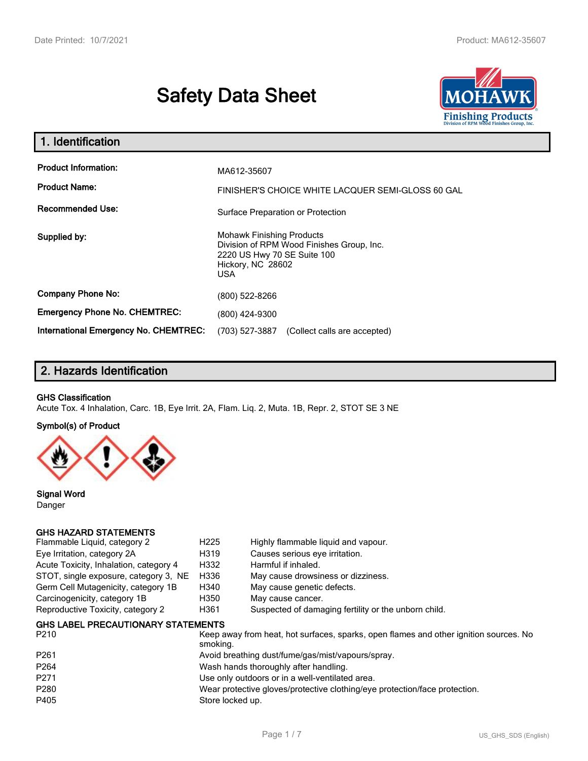# Safety Data Sheet

## 1. Identification

| | |
|---|---|
| **Product Information:** | MA612-35607 |
| **Product Name:** | FINISHER'S CHOICE WHITE LACQUER SEMI-GLOSS 60 GAL |
| **Recommended Use:** | Surface Preparation or Protection |
| **Supplied by:** | Mohawk Finishing Products<br>Division of RPM Wood Finishes Group, Inc.<br>2220 US Hwy 70 SE Suite 100<br>Hickory, NC 28602<br>USA |
| **Company Phone No:** | (800) 522-8266 |
| **Emergency Phone No. CHEMTREC:** | (800) 424-9300 |
| **International Emergency No. CHEMTREC:** | (703) 527-3887 (Collect calls are accepted) |

## 2. Hazards Identification

**GHS Classification**

Acute Tox. 4 Inhalation, Carc. 1B, Eye Irrit. 2A, Flam. Liq. 2, Muta. 1B, Repr. 2, STOT SE 3 NE

**Symbol(s) of Product**

**Signal Word**

Danger

**GHS HAZARD STATEMENTS**

| | | |
|---|---|---|
| Flammable Liquid, category 2 | H225 | Highly flammable liquid and vapour. |
| Eye Irritation, category 2A | H319 | Causes serious eye irritation. |
| Acute Toxicity, Inhalation, category 4 | H332 | Harmful if inhaled. |
| STOT, single exposure, category 3, NE | H336 | May cause drowsiness or dizziness. |
| Germ Cell Mutagenicity, category 1B | H340 | May cause genetic defects. |
| Carcinogenicity, category 1B | H350 | May cause cancer. |
| Reproductive Toxicity, category 2 | H361 | Suspected of damaging fertility or the unborn child. |

**GHS LABEL PRECAUTIONARY STATEMENTS**

| | |
|---|---|
| P210 | Keep away from heat, hot surfaces, sparks, open flames and other ignition sources. No smoking. |
| P261 | Avoid breathing dust/fume/gas/mist/vapours/spray. |
| P264 | Wash hands thoroughly after handling. |
| P271 | Use only outdoors or in a well-ventilated area. |
| P280 | Wear protective gloves/protective clothing/eye protection/face protection. |
| P405 | Store locked up. |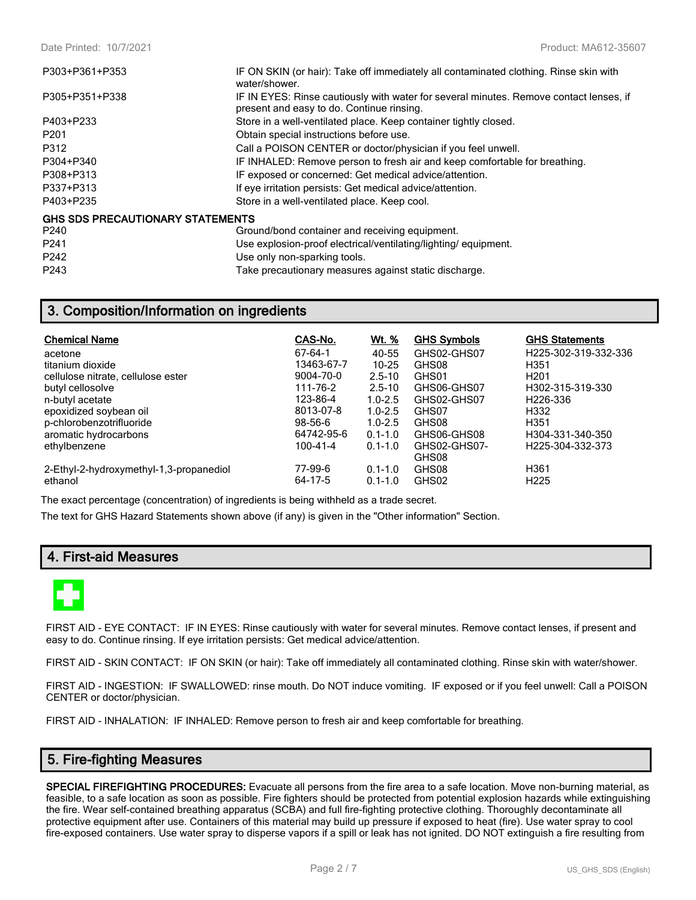| | |
|---|---|
| P303+P361+P353 | IF ON SKIN (or hair): Take off immediately all contaminated clothing. Rinse skin with water/shower. |
| P305+P351+P338 | IF IN EYES: Rinse cautiously with water for several minutes. Remove contact lenses, if present and easy to do. Continue rinsing. |
| P403+P233 | Store in a well-ventilated place. Keep container tightly closed. |
| P201 | Obtain special instructions before use. |
| P312 | Call a POISON CENTER or doctor/physician if you feel unwell. |
| P304+P340 | IF INHALED: Remove person to fresh air and keep comfortable for breathing. |
| P308+P313 | IF exposed or concerned: Get medical advice/attention. |
| P337+P313 | If eye irritation persists: Get medical advice/attention. |
| P403+P235 | Store in a well-ventilated place. Keep cool. |

**GHS SDS PRECAUTIONARY STATEMENTS**

| | |
|---|---|
| P240 | Ground/bond container and receiving equipment. |
| P241 | Use explosion-proof electrical/ventilating/lighting/ equipment. |
| P242 | Use only non-sparking tools. |
| P243 | Take precautionary measures against static discharge. |

## 3. Composition/Information on ingredients

| Chemical Name | CAS-No. | Wt. % | GHS Symbols | GHS Statements |
|---|---|---|---|---|
| acetone | 67-64-1 | 40-55 | GHS02-GHS07 | H225-302-319-332-336 |
| titanium dioxide | 13463-67-7 | 10-25 | GHS08 | H351 |
| cellulose nitrate, cellulose ester | 9004-70-0 | 2.5-10 | GHS01 | H201 |
| butyl cellosolve | 111-76-2 | 2.5-10 | GHS06-GHS07 | H302-315-319-330 |
| n-butyl acetate | 123-86-4 | 1.0-2.5 | GHS02-GHS07 | H226-336 |
| epoxidized soybean oil | 8013-07-8 | 1.0-2.5 | GHS07 | H332 |
| p-chlorobenzotrifluoride | 98-56-6 | 1.0-2.5 | GHS08 | H351 |
| aromatic hydrocarbons | 64742-95-6 | 0.1-1.0 | GHS06-GHS08 | H304-331-340-350 |
| ethylbenzene | 100-41-4 | 0.1-1.0 | GHS02-GHS07-GHS08 | H225-304-332-373 |
| 2-Ethyl-2-hydroxymethyl-1,3-propanediol | 77-99-6 | 0.1-1.0 | GHS08 | H361 |
| ethanol | 64-17-5 | 0.1-1.0 | GHS02 | H225 |

The exact percentage (concentration) of ingredients is being withheld as a trade secret.

The text for GHS Hazard Statements shown above (if any) is given in the "Other information" Section.

## 4. First-aid Measures

FIRST AID - EYE CONTACT: IF IN EYES: Rinse cautiously with water for several minutes. Remove contact lenses, if present and easy to do. Continue rinsing. If eye irritation persists: Get medical advice/attention.

FIRST AID - SKIN CONTACT: IF ON SKIN (or hair): Take off immediately all contaminated clothing. Rinse skin with water/shower.

FIRST AID - INGESTION: IF SWALLOWED: rinse mouth. Do NOT induce vomiting. IF exposed or if you feel unwell: Call a POISON CENTER or doctor/physician.

FIRST AID - INHALATION: IF INHALED: Remove person to fresh air and keep comfortable for breathing.

## 5. Fire-fighting Measures

**SPECIAL FIREFIGHTING PROCEDURES:** Evacuate all persons from the fire area to a safe location. Move non-burning material, as feasible, to a safe location as soon as possible. Fire fighters should be protected from potential explosion hazards while extinguishing the fire. Wear self-contained breathing apparatus (SCBA) and full fire-fighting protective clothing. Thoroughly decontaminate all protective equipment after use. Containers of this material may build up pressure if exposed to heat (fire). Use water spray to cool fire-exposed containers. Use water spray to disperse vapors if a spill or leak has not ignited. DO NOT extinguish a fire resulting from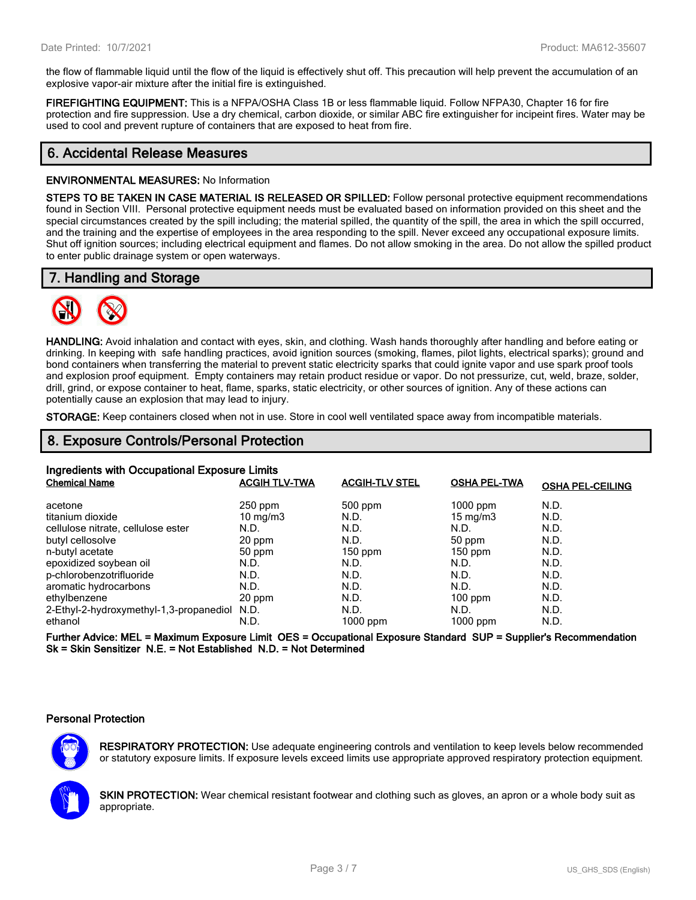the flow of flammable liquid until the flow of the liquid is effectively shut off. This precaution will help prevent the accumulation of an explosive vapor-air mixture after the initial fire is extinguished.

**FIREFIGHTING EQUIPMENT:** This is a NFPA/OSHA Class 1B or less flammable liquid. Follow NFPA30, Chapter 16 for fire protection and fire suppression. Use a dry chemical, carbon dioxide, or similar ABC fire extinguisher for incipeint fires. Water may be used to cool and prevent rupture of containers that are exposed to heat from fire.

## 6. Accidental Release Measures

**ENVIRONMENTAL MEASURES:** No Information

**STEPS TO BE TAKEN IN CASE MATERIAL IS RELEASED OR SPILLED:** Follow personal protective equipment recommendations found in Section VIII. Personal protective equipment needs must be evaluated based on information provided on this sheet and the special circumstances created by the spill including; the material spilled, the quantity of the spill, the area in which the spill occurred, and the training and the expertise of employees in the area responding to the spill. Never exceed any occupational exposure limits. Shut off ignition sources; including electrical equipment and flames. Do not allow smoking in the area. Do not allow the spilled product to enter public drainage system or open waterways.

## 7. Handling and Storage

**HANDLING:** Avoid inhalation and contact with eyes, skin, and clothing. Wash hands thoroughly after handling and before eating or drinking. In keeping with safe handling practices, avoid ignition sources (smoking, flames, pilot lights, electrical sparks); ground and bond containers when transferring the material to prevent static electricity sparks that could ignite vapor and use spark proof tools and explosion proof equipment. Empty containers may retain product residue or vapor. Do not pressurize, cut, weld, braze, solder, drill, grind, or expose container to heat, flame, sparks, static electricity, or other sources of ignition. Any of these actions can potentially cause an explosion that may lead to injury.

**STORAGE:** Keep containers closed when not in use. Store in cool well ventilated space away from incompatible materials.

## 8. Exposure Controls/Personal Protection

### Ingredients with Occupational Exposure Limits

| Chemical Name | ACGIH TLV-TWA | ACGIH-TLV STEL | OSHA PEL-TWA | OSHA PEL-CEILING |
|---|---|---|---|---|
| acetone | 250 ppm | 500 ppm | 1000 ppm | N.D. |
| titanium dioxide | 10 mg/m3 | N.D. | 15 mg/m3 | N.D. |
| cellulose nitrate, cellulose ester | N.D. | N.D. | N.D. | N.D. |
| butyl cellosolve | 20 ppm | N.D. | 50 ppm | N.D. |
| n-butyl acetate | 50 ppm | 150 ppm | 150 ppm | N.D. |
| epoxidized soybean oil | N.D. | N.D. | N.D. | N.D. |
| p-chlorobenzotrifluoride | N.D. | N.D. | N.D. | N.D. |
| aromatic hydrocarbons | N.D. | N.D. | N.D. | N.D. |
| ethylbenzene | 20 ppm | N.D. | 100 ppm | N.D. |
| 2-Ethyl-2-hydroxymethyl-1,3-propanediol | N.D. | N.D. | N.D. | N.D. |
| ethanol | N.D. | 1000 ppm | 1000 ppm | N.D. |

**Further Advice: MEL = Maximum Exposure Limit OES = Occupational Exposure Standard SUP = Supplier's Recommendation Sk = Skin Sensitizer N.E. = Not Established N.D. = Not Determined**

### Personal Protection

**RESPIRATORY PROTECTION:** Use adequate engineering controls and ventilation to keep levels below recommended or statutory exposure limits. If exposure levels exceed limits use appropriate approved respiratory protection equipment.

**SKIN PROTECTION:** Wear chemical resistant footwear and clothing such as gloves, an apron or a whole body suit as appropriate.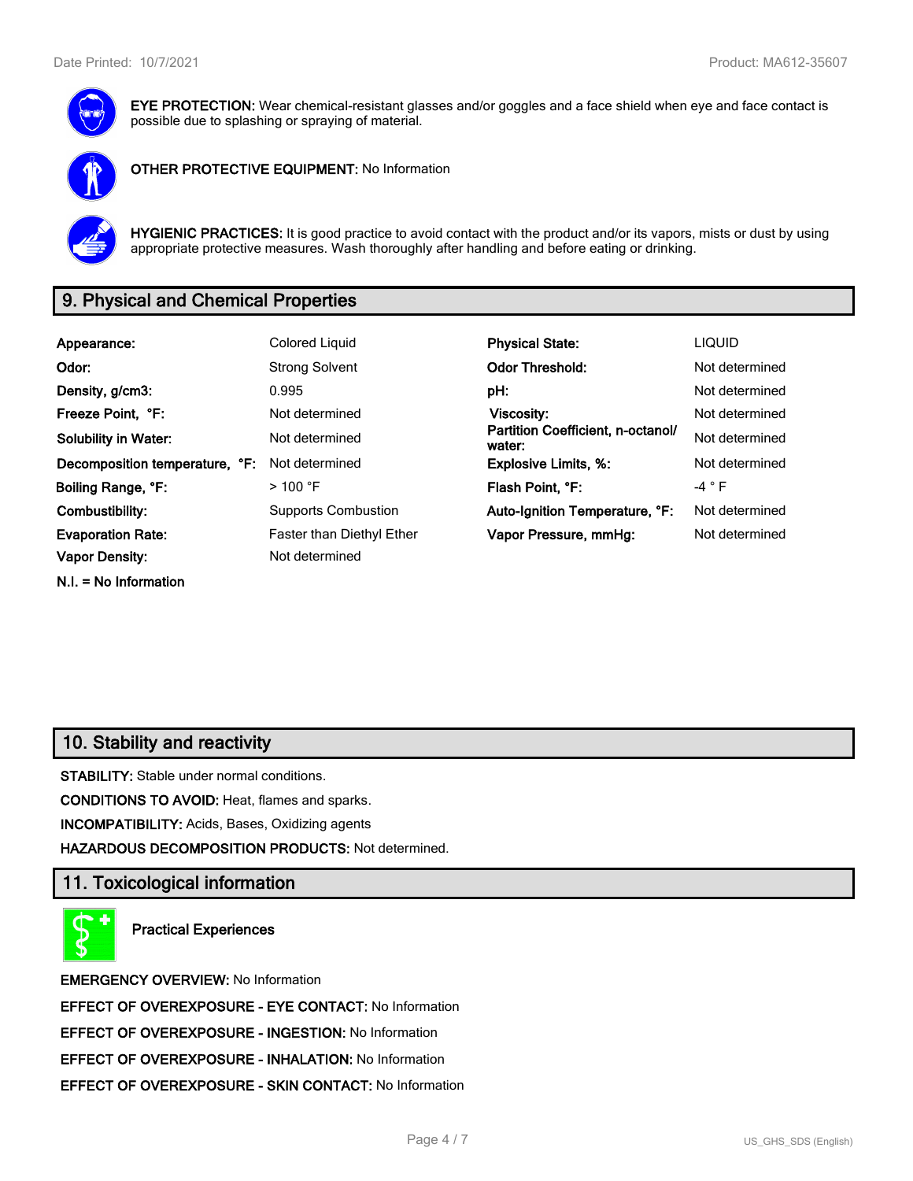**EYE PROTECTION:** Wear chemical-resistant glasses and/or goggles and a face shield when eye and face contact is possible due to splashing or spraying of material.

**OTHER PROTECTIVE EQUIPMENT:** No Information

**HYGIENIC PRACTICES:** It is good practice to avoid contact with the product and/or its vapors, mists or dust by using appropriate protective measures. Wash thoroughly after handling and before eating or drinking.

## 9. Physical and Chemical Properties

| | | | |
|---|---|---|---|
| **Appearance:** | Colored Liquid | **Physical State:** | LIQUID |
| **Odor:** | Strong Solvent | **Odor Threshold:** | Not determined |
| **Density, g/cm3:** | 0.995 | **pH:** | Not determined |
| **Freeze Point, °F:** | Not determined | **Viscosity:** | Not determined |
| **Solubility in Water:** | Not determined | **Partition Coefficient, n-octanol/ water:** | Not determined |
| **Decomposition temperature, °F:** | Not determined | **Explosive Limits, %:** | Not determined |
| **Boiling Range, °F:** | > 100 °F | **Flash Point, °F:** | -4 ° F |
| **Combustibility:** | Supports Combustion | **Auto-Ignition Temperature, °F:** | Not determined |
| **Evaporation Rate:** | Faster than Diethyl Ether | **Vapor Pressure, mmHg:** | Not determined |
| **Vapor Density:** | Not determined | | |

**N.I. = No Information**

## 10. Stability and reactivity

**STABILITY:** Stable under normal conditions.

**CONDITIONS TO AVOID:** Heat, flames and sparks.

**INCOMPATIBILITY:** Acids, Bases, Oxidizing agents

**HAZARDOUS DECOMPOSITION PRODUCTS:** Not determined.

## 11. Toxicological information

**Practical Experiences**

**EMERGENCY OVERVIEW:** No Information

**EFFECT OF OVEREXPOSURE - EYE CONTACT:** No Information

**EFFECT OF OVEREXPOSURE - INGESTION:** No Information

**EFFECT OF OVEREXPOSURE - INHALATION:** No Information

**EFFECT OF OVEREXPOSURE - SKIN CONTACT:** No Information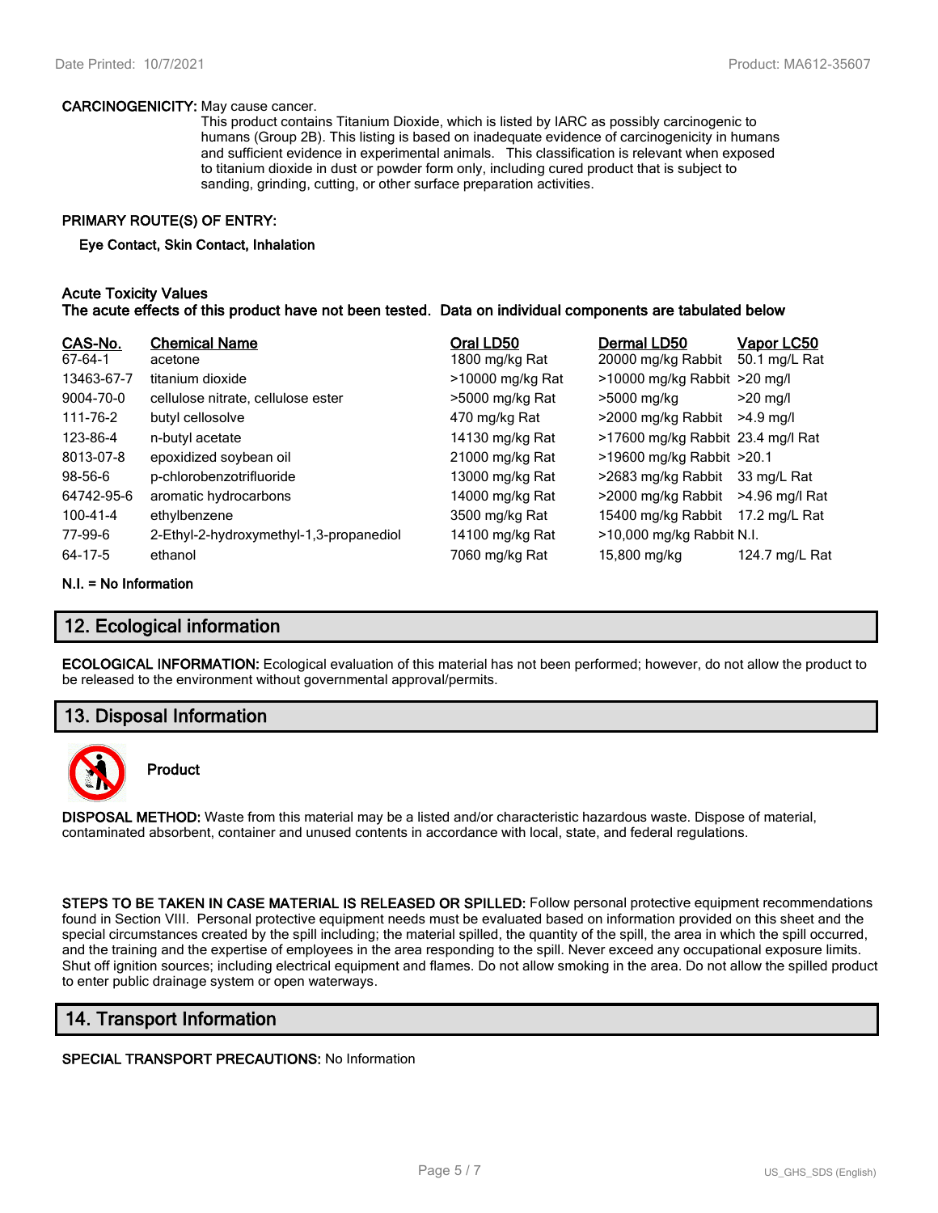**CARCINOGENICITY:** May cause cancer.
This product contains Titanium Dioxide, which is listed by IARC as possibly carcinogenic to humans (Group 2B). This listing is based on inadequate evidence of carcinogenicity in humans and sufficient evidence in experimental animals. This classification is relevant when exposed to titanium dioxide in dust or powder form only, including cured product that is subject to sanding, grinding, cutting, or other surface preparation activities.

**PRIMARY ROUTE(S) OF ENTRY:**

**Eye Contact, Skin Contact, Inhalation**

**Acute Toxicity Values**
**The acute effects of this product have not been tested. Data on individual components are tabulated below**

| CAS-No. | Chemical Name | Oral LD50 | Dermal LD50 | Vapor LC50 |
|---|---|---|---|---|
| 67-64-1 | acetone | 1800 mg/kg Rat | 20000 mg/kg Rabbit | 50.1 mg/L Rat |
| 13463-67-7 | titanium dioxide | >10000 mg/kg Rat | >10000 mg/kg Rabbit | >20 mg/l |
| 9004-70-0 | cellulose nitrate, cellulose ester | >5000 mg/kg Rat | >5000 mg/kg | >20 mg/l |
| 111-76-2 | butyl cellosolve | 470 mg/kg Rat | >2000 mg/kg Rabbit | >4.9 mg/l |
| 123-86-4 | n-butyl acetate | 14130 mg/kg Rat | >17600 mg/kg Rabbit | 23.4 mg/l Rat |
| 8013-07-8 | epoxidized soybean oil | 21000 mg/kg Rat | >19600 mg/kg Rabbit | >20.1 |
| 98-56-6 | p-chlorobenzotrifluoride | 13000 mg/kg Rat | >2683 mg/kg Rabbit | 33 mg/L Rat |
| 64742-95-6 | aromatic hydrocarbons | 14000 mg/kg Rat | >2000 mg/kg Rabbit | >4.96 mg/l Rat |
| 100-41-4 | ethylbenzene | 3500 mg/kg Rat | 15400 mg/kg Rabbit | 17.2 mg/L Rat |
| 77-99-6 | 2-Ethyl-2-hydroxymethyl-1,3-propanediol | 14100 mg/kg Rat | >10,000 mg/kg Rabbit | N.I. |
| 64-17-5 | ethanol | 7060 mg/kg Rat | 15,800 mg/kg | 124.7 mg/L Rat |

**N.I. = No Information**

## 12. Ecological information

**ECOLOGICAL INFORMATION:** Ecological evaluation of this material has not been performed; however, do not allow the product to be released to the environment without governmental approval/permits.

## 13. Disposal Information

**Product**

**DISPOSAL METHOD:** Waste from this material may be a listed and/or characteristic hazardous waste. Dispose of material, contaminated absorbent, container and unused contents in accordance with local, state, and federal regulations.

**STEPS TO BE TAKEN IN CASE MATERIAL IS RELEASED OR SPILLED:** Follow personal protective equipment recommendations found in Section VIII. Personal protective equipment needs must be evaluated based on information provided on this sheet and the special circumstances created by the spill including; the material spilled, the quantity of the spill, the area in which the spill occurred, and the training and the expertise of employees in the area responding to the spill. Never exceed any occupational exposure limits. Shut off ignition sources; including electrical equipment and flames. Do not allow smoking in the area. Do not allow the spilled product to enter public drainage system or open waterways.

## 14. Transport Information

**SPECIAL TRANSPORT PRECAUTIONS:** No Information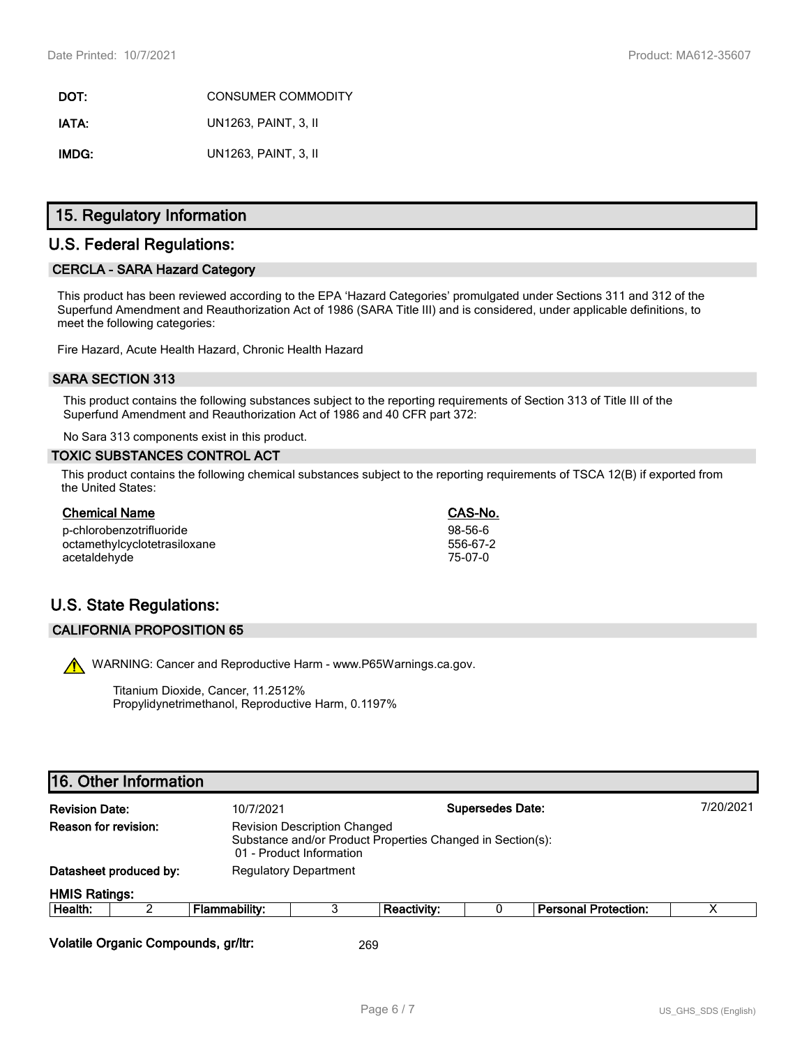**DOT:** CONSUMER COMMODITY

**IATA:** UN1263, PAINT, 3, II

**IMDG:** UN1263, PAINT, 3, II

# 15. Regulatory Information

## U.S. Federal Regulations:

### CERCLA - SARA Hazard Category

This product has been reviewed according to the EPA 'Hazard Categories' promulgated under Sections 311 and 312 of the Superfund Amendment and Reauthorization Act of 1986 (SARA Title III) and is considered, under applicable definitions, to meet the following categories:

Fire Hazard, Acute Health Hazard, Chronic Health Hazard

### SARA SECTION 313

This product contains the following substances subject to the reporting requirements of Section 313 of Title III of the Superfund Amendment and Reauthorization Act of 1986 and 40 CFR part 372:

No Sara 313 components exist in this product.

### TOXIC SUBSTANCES CONTROL ACT

This product contains the following chemical substances subject to the reporting requirements of TSCA 12(B) if exported from the United States:

| Chemical Name | CAS-No. |
| --- | --- |
| p-chlorobenzotrifluoride | 98-56-6 |
| octamethylcyclotetrasiloxane | 556-67-2 |
| acetaldehyde | 75-07-0 |

## U.S. State Regulations:

### CALIFORNIA PROPOSITION 65

WARNING: Cancer and Reproductive Harm - www.P65Warnings.ca.gov.

Titanium Dioxide, Cancer, 11.2512%
Propylidynetrimethanol, Reproductive Harm, 0.1197%

# 16. Other Information

**Revision Date:** 10/7/2021 **Supersedes Date:** 7/20/2021

**Reason for revision:** Revision Description Changed
Substance and/or Product Properties Changed in Section(s):
01 - Product Information

**Datasheet produced by:** Regulatory Department

**HMIS Ratings:**

| Health: | 2 | Flammability: | 3 | Reactivity: | 0 | Personal Protection: | X |
| --- | --- | --- | --- | --- | --- | --- | --- |

**Volatile Organic Compounds, gr/ltr:** 269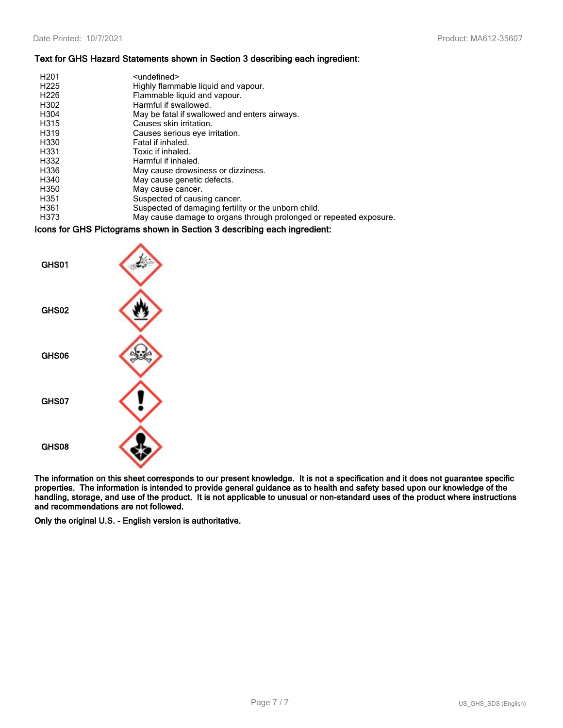### Text for GHS Hazard Statements shown in Section 3 describing each ingredient:

| | |
|---|---|
| H201 | <undefined> |
| H225 | Highly flammable liquid and vapour. |
| H226 | Flammable liquid and vapour. |
| H302 | Harmful if swallowed. |
| H304 | May be fatal if swallowed and enters airways. |
| H315 | Causes skin irritation. |
| H319 | Causes serious eye irritation. |
| H330 | Fatal if inhaled. |
| H331 | Toxic if inhaled. |
| H332 | Harmful if inhaled. |
| H336 | May cause drowsiness or dizziness. |
| H340 | May cause genetic defects. |
| H350 | May cause cancer. |
| H351 | Suspected of causing cancer. |
| H361 | Suspected of damaging fertility or the unborn child. |
| H373 | May cause damage to organs through prolonged or repeated exposure. |

### Icons for GHS Pictograms shown in Section 3 describing each ingredient:

GHS01

GHS02

GHS06

GHS07

GHS08

**The information on this sheet corresponds to our present knowledge. It is not a specification and it does not guarantee specific properties. The information is intended to provide general guidance as to health and safety based upon our knowledge of the handling, storage, and use of the product. It is not applicable to unusual or non-standard uses of the product where instructions and recommendations are not followed.**

**Only the original U.S. - English version is authoritative.**